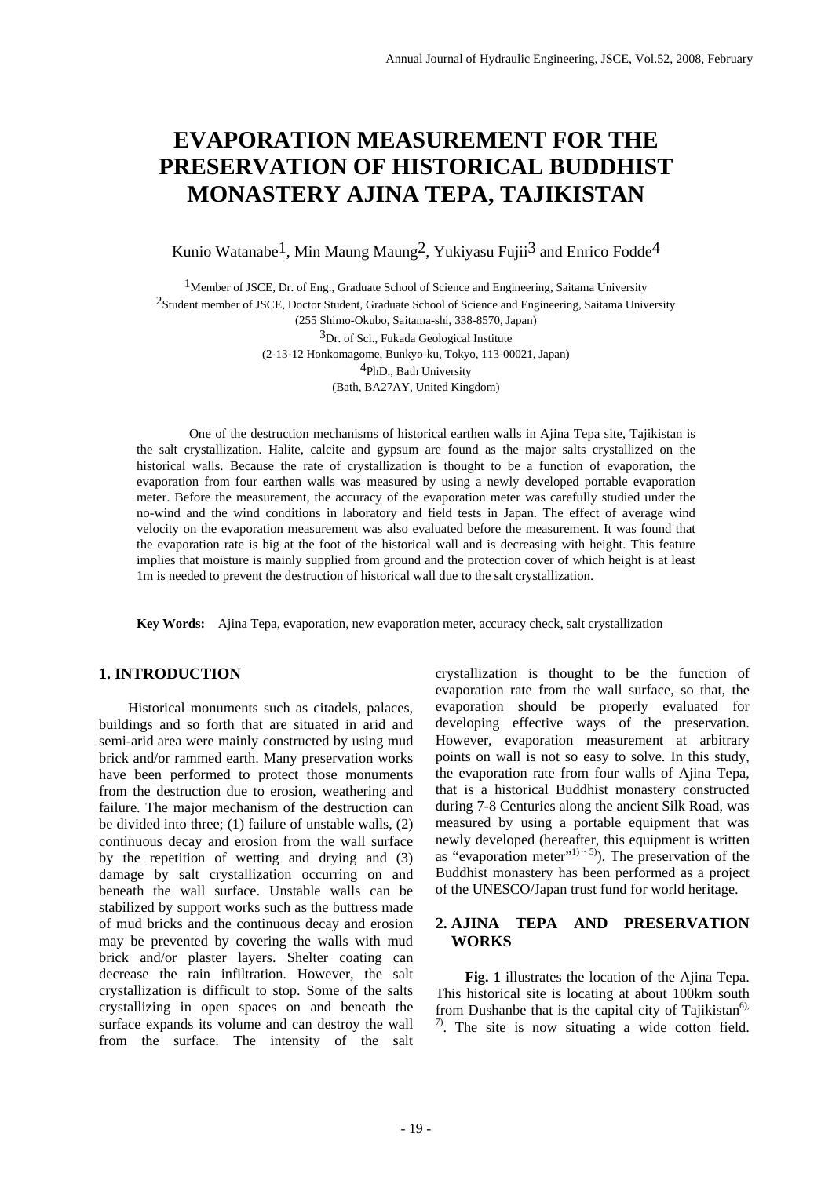# EVAPORATION MEASUREMENT FOR THE PRESERVATION OF HISTORICAL BUDDHIST MONASTERY AJINA TEPA, TAJIKISTAN

Kunio Watanabe[1], Min Maung Maung[2], Yukiyasu Fujii[3] and Enrico Fodde[4]

[1]Member of JSCE, Dr. of Eng., Graduate School of Science and Engineering, Saitama University
[2]Student member of JSCE, Doctor Student, Graduate School of Science and Engineering, Saitama University
(255 Shimo-Okubo, Saitama-shi, 338-8570, Japan)
[3]Dr. of Sci., Fukada Geological Institute
(2-13-12 Honkomagome, Bunkyo-ku, Tokyo, 113-00021, Japan)
[4]PhD., Bath University
(Bath, BA27AY, United Kingdom)

One of the destruction mechanisms of historical earthen walls in Ajina Tepa site, Tajikistan is the salt crystallization. Halite, calcite and gypsum are found as the major salts crystallized on the historical walls. Because the rate of crystallization is thought to be a function of evaporation, the evaporation from four earthen walls was measured by using a newly developed portable evaporation meter. Before the measurement, the accuracy of the evaporation meter was carefully studied under the no-wind and the wind conditions in laboratory and field tests in Japan. The effect of average wind velocity on the evaporation measurement was also evaluated before the measurement. It was found that the evaporation rate is big at the foot of the historical wall and is decreasing with height. This feature implies that moisture is mainly supplied from ground and the protection cover of which height is at least 1m is needed to prevent the destruction of historical wall due to the salt crystallization.

**Key Words:** Ajina Tepa, evaporation, new evaporation meter, accuracy check, salt crystallization

## 1. INTRODUCTION

Historical monuments such as citadels, palaces, buildings and so forth that are situated in arid and semi-arid area were mainly constructed by using mud brick and/or rammed earth. Many preservation works have been performed to protect those monuments from the destruction due to erosion, weathering and failure. The major mechanism of the destruction can be divided into three; (1) failure of unstable walls, (2) continuous decay and erosion from the wall surface by the repetition of wetting and drying and (3) damage by salt crystallization occurring on and beneath the wall surface. Unstable walls can be stabilized by support works such as the buttress made of mud bricks and the continuous decay and erosion may be prevented by covering the walls with mud brick and/or plaster layers. Shelter coating can decrease the rain infiltration. However, the salt crystallization is difficult to stop. Some of the salts crystallizing in open spaces on and beneath the surface expands its volume and can destroy the wall from the surface. The intensity of the salt crystallization is thought to be the function of evaporation rate from the wall surface, so that, the evaporation should be properly evaluated for developing effective ways of the preservation. However, evaporation measurement at arbitrary points on wall is not so easy to solve. In this study, the evaporation rate from four walls of Ajina Tepa, that is a historical Buddhist monastery constructed during 7-8 Centuries along the ancient Silk Road, was measured by using a portable equipment that was newly developed (hereafter, this equipment is written as "evaporation meter"[1)~5)]). The preservation of the Buddhist monastery has been performed as a project of the UNESCO/Japan trust fund for world heritage.

## 2. AJINA TEPA AND PRESERVATION WORKS

**Fig. 1** illustrates the location of the Ajina Tepa. This historical site is locating at about 100km south from Dushanbe that is the capital city of Tajikistan[6), 7)]. The site is now situating a wide cotton field.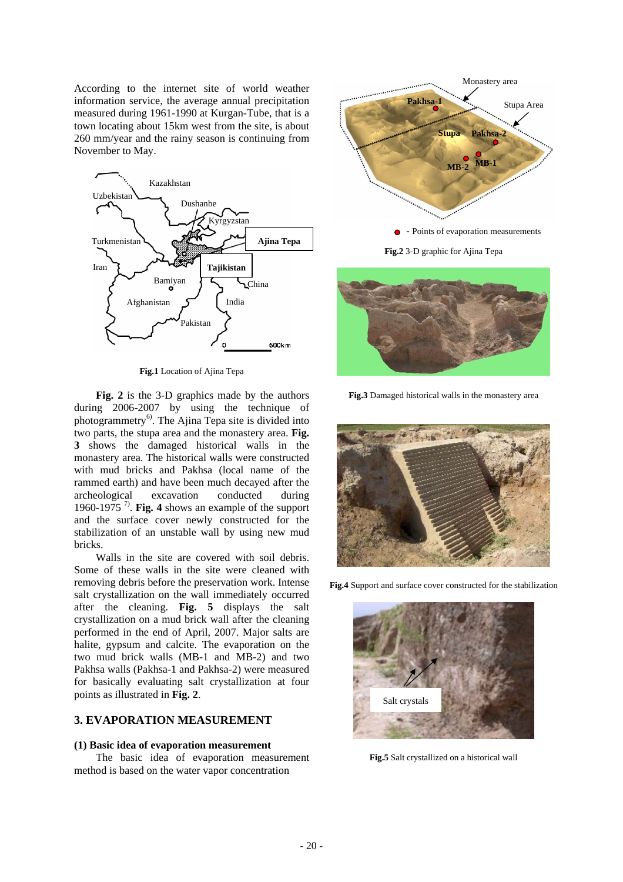According to the internet site of world weather information service, the average annual precipitation measured during 1961-1990 at Kurgan-Tube, that is a town locating about 15km west from the site, is about 260 mm/year and the rainy season is continuing from November to May.

**Fig.1** Location of Ajina Tepa

**Fig. 2** is the 3-D graphics made by the authors during 2006-2007 by using the technique of photogrammetry[6]. The Ajina Tepa site is divided into two parts, the stupa area and the monastery area. **Fig. 3** shows the damaged historical walls in the monastery area. The historical walls were constructed with mud bricks and Pakhsa (local name of the rammed earth) and have been much decayed after the archeological excavation conducted during 1960-1975 [7]. **Fig. 4** shows an example of the support and the surface cover newly constructed for the stabilization of an unstable wall by using new mud bricks.

Walls in the site are covered with soil debris. Some of these walls in the site were cleaned with removing debris before the preservation work. Intense salt crystallization on the wall immediately occurred after the cleaning. **Fig. 5** displays the salt crystallization on a mud brick wall after the cleaning performed in the end of April, 2007. Major salts are halite, gypsum and calcite. The evaporation on the two mud brick walls (MB-1 and MB-2) and two Pakhsa walls (Pakhsa-1 and Pakhsa-2) were measured for basically evaluating salt crystallization at four points as illustrated in **Fig. 2**.

## 3. EVAPORATION MEASUREMENT

### (1) Basic idea of evaporation measurement

The basic idea of evaporation measurement method is based on the water vapor concentration

**Fig.2** 3-D graphic for Ajina Tepa

**Fig.3** Damaged historical walls in the monastery area

**Fig.4** Support and surface cover constructed for the stabilization

**Fig.5** Salt crystallized on a historical wall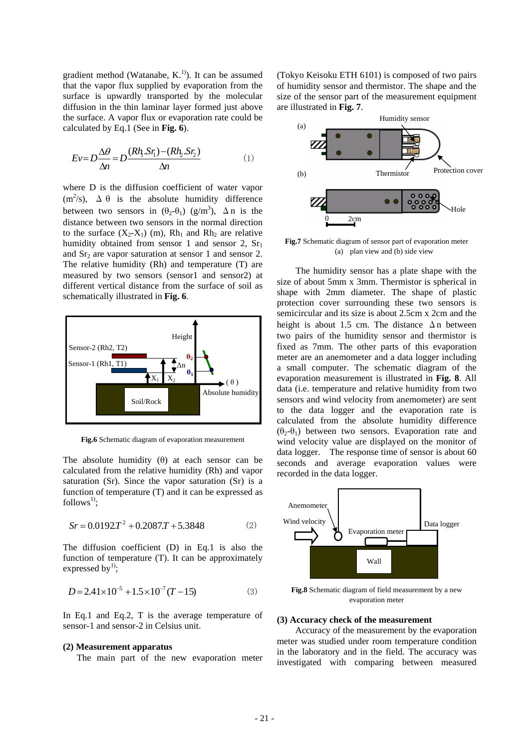gradient method (Watanabe, K.[1]). It can be assumed that the vapor flux supplied by evaporation from the surface is upwardly transported by the molecular diffusion in the thin laminar layer formed just above the surface. A vapor flux or evaporation rate could be calculated by Eq.1 (See in **Fig. 6**).

$$Ev = D\frac{\Delta\theta}{\Delta n} = D\frac{(Rh_1.Sr_1)-(Rh_2.Sr_2)}{\Delta n} \qquad (1)$$

where D is the diffusion coefficient of water vapor ($m^2/s$), $\Delta\theta$ is the absolute humidity difference between two sensors in ($\theta_2$-$\theta_1$) ($g/m^3$), $\Delta n$ is the distance between two sensors in the normal direction to the surface ($X_2$-$X_1$) (m), $Rh_1$ and $Rh_2$ are relative humidity obtained from sensor 1 and sensor 2, $Sr_1$ and $Sr_2$ are vapor saturation at sensor 1 and sensor 2. The relative humidity (Rh) and temperature (T) are measured by two sensors (sensor1 and sensor2) at different vertical distance from the surface of soil as schematically illustrated in **Fig. 6**.

**Fig.6** Schematic diagram of evaporation measurement

The absolute humidity ($\theta$) at each sensor can be calculated from the relative humidity (Rh) and vapor saturation (Sr). Since the vapor saturation (Sr) is a function of temperature (T) and it can be expressed as follows[1];

$$Sr = 0.0192T^2 + 0.2087T + 5.3848 \qquad (2)$$

The diffusion coefficient (D) in Eq.1 is also the function of temperature (T). It can be approximately expressed by[1];

$$D = 2.41\times10^{-5} + 1.5\times10^{-7}(T-15) \qquad (3)$$

In Eq.1 and Eq.2, T is the average temperature of sensor-1 and sensor-2 in Celsius unit.

**(2) Measurement apparatus**

The main part of the new evaporation meter (Tokyo Keisoku ETH 6101) is composed of two pairs of humidity sensor and thermistor. The shape and the size of the sensor part of the measurement equipment are illustrated in **Fig. 7**.

**Fig.7** Schematic diagram of sensor part of evaporation meter (a) plan view and (b) side view

The humidity sensor has a plate shape with the size of about 5mm x 3mm. Thermistor is spherical in shape with 2mm diameter. The shape of plastic protection cover surrounding these two sensors is semicircular and its size is about 2.5cm x 2cm and the height is about 1.5 cm. The distance $\Delta n$ between two pairs of the humidity sensor and thermistor is fixed as 7mm. The other parts of this evaporation meter are an anemometer and a data logger including a small computer. The schematic diagram of the evaporation measurement is illustrated in **Fig. 8**. All data (i.e. temperature and relative humidity from two sensors and wind velocity from anemometer) are sent to the data logger and the evaporation rate is calculated from the absolute humidity difference ($\theta_2$-$\theta_1$) between two sensors. Evaporation rate and wind velocity value are displayed on the monitor of data logger. The response time of sensor is about 60 seconds and average evaporation values were recorded in the data logger.

**Fig.8** Schematic diagram of field measurement by a new evaporation meter

**(3) Accuracy check of the measurement**

Accuracy of the measurement by the evaporation meter was studied under room temperature condition in the laboratory and in the field. The accuracy was investigated with comparing between measured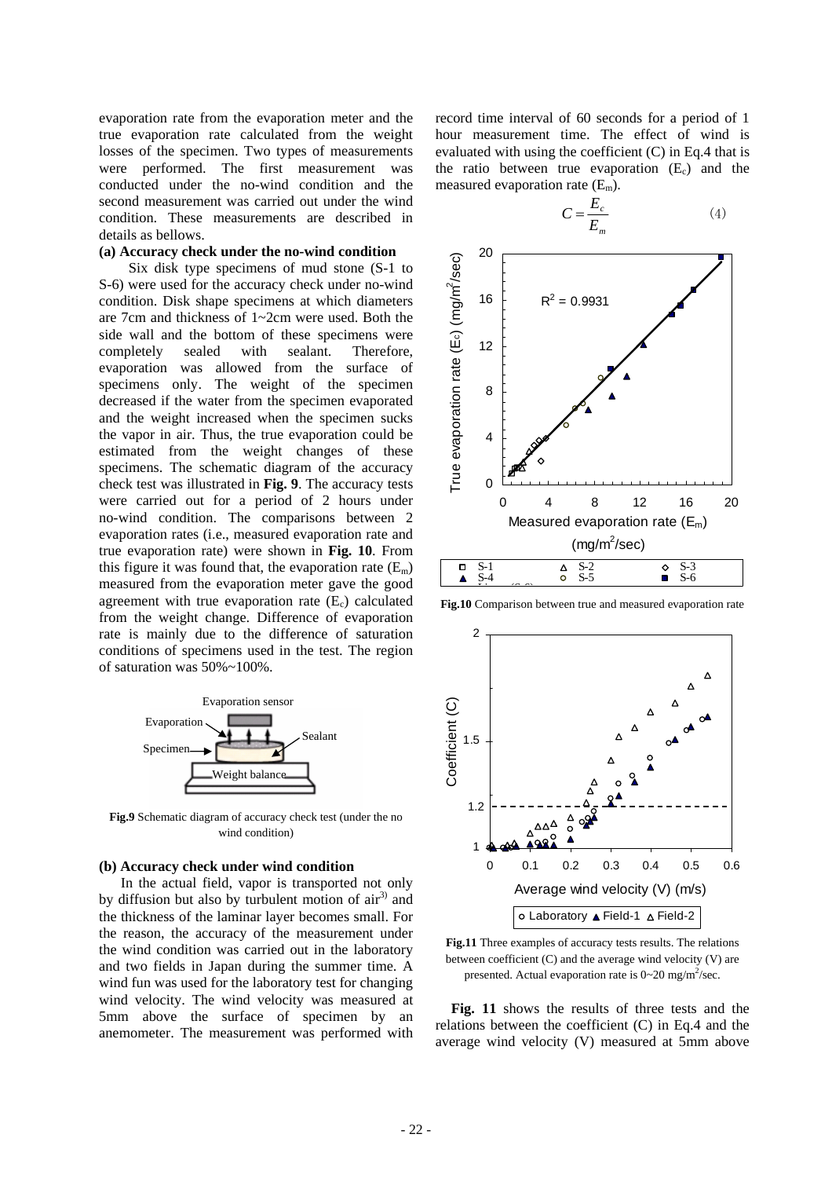evaporation rate from the evaporation meter and the true evaporation rate calculated from the weight losses of the specimen. Two types of measurements were performed. The first measurement was conducted under the no-wind condition and the second measurement was carried out under the wind condition. These measurements are described in details as bellows.

**(a) Accuracy check under the no-wind condition**

Six disk type specimens of mud stone (S-1 to S-6) were used for the accuracy check under no-wind condition. Disk shape specimens at which diameters are 7cm and thickness of 1~2cm were used. Both the side wall and the bottom of these specimens were completely sealed with sealant. Therefore, evaporation was allowed from the surface of specimens only. The weight of the specimen decreased if the water from the specimen evaporated and the weight increased when the specimen sucks the vapor in air. Thus, the true evaporation could be estimated from the weight changes of these specimens. The schematic diagram of the accuracy check test was illustrated in **Fig. 9**. The accuracy tests were carried out for a period of 2 hours under no-wind condition. The comparisons between 2 evaporation rates (i.e., measured evaporation rate and true evaporation rate) were shown in **Fig. 10**. From this figure it was found that, the evaporation rate ($E_m$) measured from the evaporation meter gave the good agreement with true evaporation rate ($E_c$) calculated from the weight change. Difference of evaporation rate is mainly due to the difference of saturation conditions of specimens used in the test. The region of saturation was 50%~100%.

**Fig.9** Schematic diagram of accuracy check test (under the no wind condition)

**(b) Accuracy check under wind condition**

In the actual field, vapor is transported not only by diffusion but also by turbulent motion of air[3] and the thickness of the laminar layer becomes small. For the reason, the accuracy of the measurement under the wind condition was carried out in the laboratory and two fields in Japan during the summer time. A wind fun was used for the laboratory test for changing wind velocity. The wind velocity was measured at 5mm above the surface of specimen by an anemometer. The measurement was performed with record time interval of 60 seconds for a period of 1 hour measurement time. The effect of wind is evaluated with using the coefficient (C) in Eq.4 that is the ratio between true evaporation ($E_c$) and the measured evaporation rate ($E_m$).

$$C = \frac{E_c}{E_m} \tag{4}$$

**Fig.10** Comparison between true and measured evaporation rate

**Fig.11** Three examples of accuracy tests results. The relations between coefficient (C) and the average wind velocity (V) are presented. Actual evaporation rate is 0~20 mg/m$^2$/sec.

**Fig. 11** shows the results of three tests and the relations between the coefficient (C) in Eq.4 and the average wind velocity (V) measured at 5mm above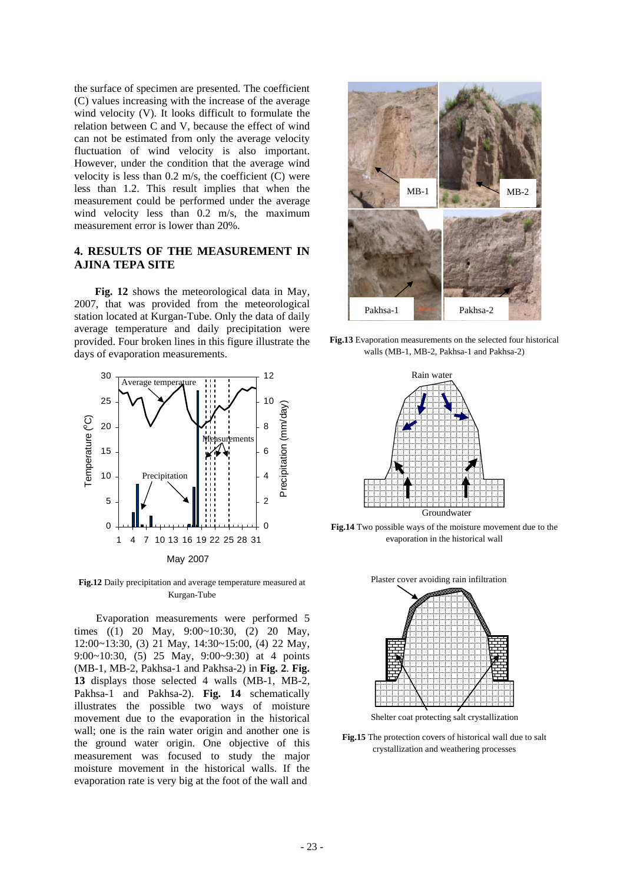the surface of specimen are presented. The coefficient (C) values increasing with the increase of the average wind velocity (V). It looks difficult to formulate the relation between C and V, because the effect of wind can not be estimated from only the average velocity fluctuation of wind velocity is also important. However, under the condition that the average wind velocity is less than 0.2 m/s, the coefficient (C) were less than 1.2. This result implies that when the measurement could be performed under the average wind velocity less than 0.2 m/s, the maximum measurement error is lower than 20%.

## 4. RESULTS OF THE MEASUREMENT IN AJINA TEPA SITE

**Fig. 12** shows the meteorological data in May, 2007, that was provided from the meteorological station located at Kurgan-Tube. Only the data of daily average temperature and daily precipitation were provided. Four broken lines in this figure illustrate the days of evaporation measurements.

**Fig.12** Daily precipitation and average temperature measured at Kurgan-Tube

Evaporation measurements were performed 5 times ((1) 20 May, 9:00~10:30, (2) 20 May, 12:00~13:30, (3) 21 May, 14:30~15:00, (4) 22 May, 9:00~10:30, (5) 25 May, 9:00~9:30) at 4 points (MB-1, MB-2, Pakhsa-1 and Pakhsa-2) in **Fig. 2**. **Fig. 13** displays those selected 4 walls (MB-1, MB-2, Pakhsa-1 and Pakhsa-2). **Fig. 14** schematically illustrates the possible two ways of moisture movement due to the evaporation in the historical wall; one is the rain water origin and another one is the ground water origin. One objective of this measurement was focused to study the major moisture movement in the historical walls. If the evaporation rate is very big at the foot of the wall and

**Fig.13** Evaporation measurements on the selected four historical walls (MB-1, MB-2, Pakhsa-1 and Pakhsa-2)

**Fig.14** Two possible ways of the moisture movement due to the evaporation in the historical wall

**Fig.15** The protection covers of historical wall due to salt crystallization and weathering processes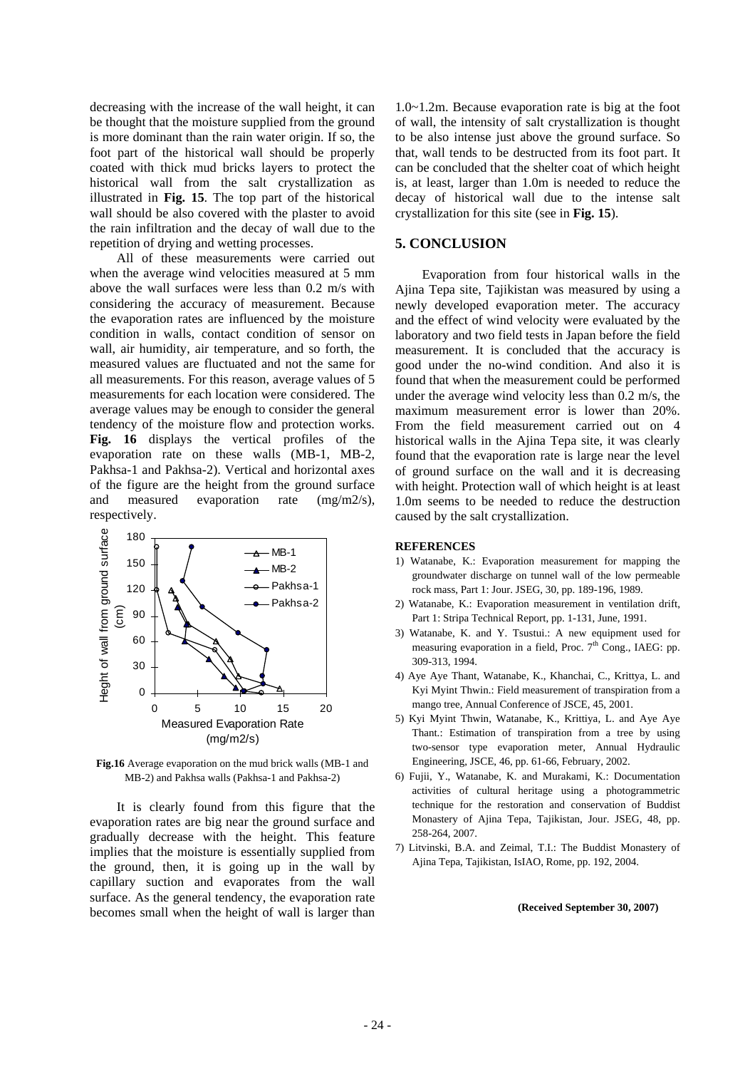decreasing with the increase of the wall height, it can be thought that the moisture supplied from the ground is more dominant than the rain water origin. If so, the foot part of the historical wall should be properly coated with thick mud bricks layers to protect the historical wall from the salt crystallization as illustrated in **Fig. 15**. The top part of the historical wall should be also covered with the plaster to avoid the rain infiltration and the decay of wall due to the repetition of drying and wetting processes.

All of these measurements were carried out when the average wind velocities measured at 5 mm above the wall surfaces were less than 0.2 m/s with considering the accuracy of measurement. Because the evaporation rates are influenced by the moisture condition in walls, contact condition of sensor on wall, air humidity, air temperature, and so forth, the measured values are fluctuated and not the same for all measurements. For this reason, average values of 5 measurements for each location were considered. The average values may be enough to consider the general tendency of the moisture flow and protection works. **Fig. 16** displays the vertical profiles of the evaporation rate on these walls (MB-1, MB-2, Pakhsa-1 and Pakhsa-2). Vertical and horizontal axes of the figure are the height from the ground surface and measured evaporation rate (mg/m2/s), respectively.

Heght of wall from ground surface (cm)
180
150
120
90
60
30
0
0 5 10 15 20
Measured Evaporation Rate (mg/m2/s)
MB-1
MB-2
Pakhsa-1
Pakhsa-2

**Fig.16** Average evaporation on the mud brick walls (MB-1 and MB-2) and Pakhsa walls (Pakhsa-1 and Pakhsa-2)

It is clearly found from this figure that the evaporation rates are big near the ground surface and gradually decrease with the height. This feature implies that the moisture is essentially supplied from the ground, then, it is going up in the wall by capillary suction and evaporates from the wall surface. As the general tendency, the evaporation rate becomes small when the height of wall is larger than 1.0~1.2m. Because evaporation rate is big at the foot of wall, the intensity of salt crystallization is thought to be also intense just above the ground surface. So that, wall tends to be destructed from its foot part. It can be concluded that the shelter coat of which height is, at least, larger than 1.0m is needed to reduce the decay of historical wall due to the intense salt crystallization for this site (see in **Fig. 15**).

## 5. CONCLUSION

Evaporation from four historical walls in the Ajina Tepa site, Tajikistan was measured by using a newly developed evaporation meter. The accuracy and the effect of wind velocity were evaluated by the laboratory and two field tests in Japan before the field measurement. It is concluded that the accuracy is good under the no-wind condition. And also it is found that when the measurement could be performed under the average wind velocity less than 0.2 m/s, the maximum measurement error is lower than 20%. From the field measurement carried out on 4 historical walls in the Ajina Tepa site, it was clearly found that the evaporation rate is large near the level of ground surface on the wall and it is decreasing with height. Protection wall of which height is at least 1.0m seems to be needed to reduce the destruction caused by the salt crystallization.

### REFERENCES

1) Watanabe, K.: Evaporation measurement for mapping the groundwater discharge on tunnel wall of the low permeable rock mass, Part 1: Jour. JSEG, 30, pp. 189-196, 1989.
2) Watanabe, K.: Evaporation measurement in ventilation drift, Part 1: Stripa Technical Report, pp. 1-131, June, 1991.
3) Watanabe, K. and Y. Tsustui.: A new equipment used for measuring evaporation in a field, Proc. 7th Cong., IAEG: pp. 309-313, 1994.
4) Aye Aye Thant, Watanabe, K., Khanchai, C., Krittya, L. and Kyi Myint Thwin.: Field measurement of transpiration from a mango tree, Annual Conference of JSCE, 45, 2001.
5) Kyi Myint Thwin, Watanabe, K., Krittiya, L. and Aye Aye Thant.: Estimation of transpiration from a tree by using two-sensor type evaporation meter, Annual Hydraulic Engineering, JSCE, 46, pp. 61-66, February, 2002.
6) Fujii, Y., Watanabe, K. and Murakami, K.: Documentation activities of cultural heritage using a photogrammetric technique for the restoration and conservation of Buddist Monastery of Ajina Tepa, Tajikistan, Jour. JSEG, 48, pp. 258-264, 2007.
7) Litvinski, B.A. and Zeimal, T.I.: The Buddist Monastery of Ajina Tepa, Tajikistan, IsIAO, Rome, pp. 192, 2004.

**(Received September 30, 2007)**